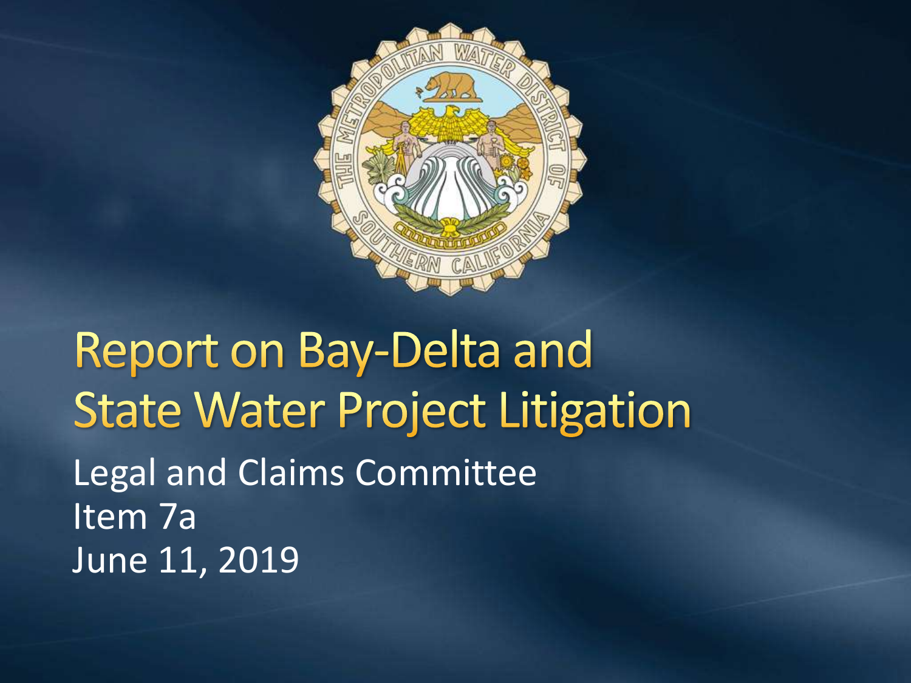# Report on Bay-Delta and State Water Project Litigation

Legal and Claims Committee
Item 7a
June 11, 2019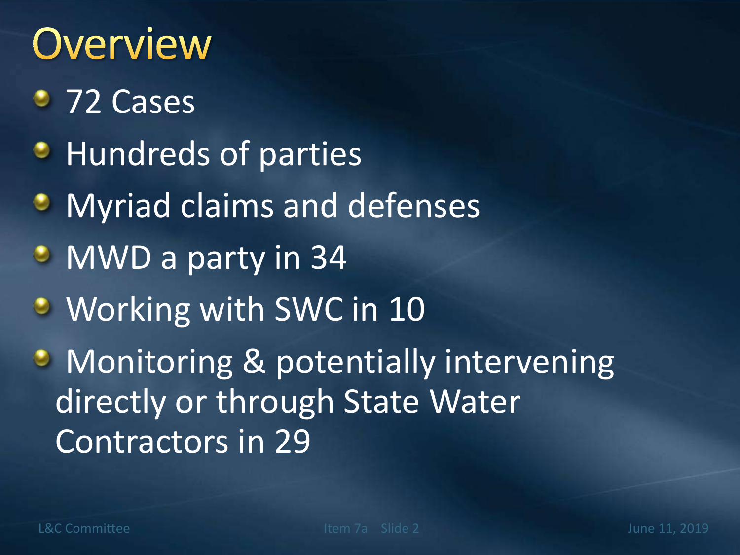# Overview

- 72 Cases
- Hundreds of parties
- Myriad claims and defenses
- MWD a party in 34
- Working with SWC in 10
- Monitoring & potentially intervening directly or through State Water Contractors in 29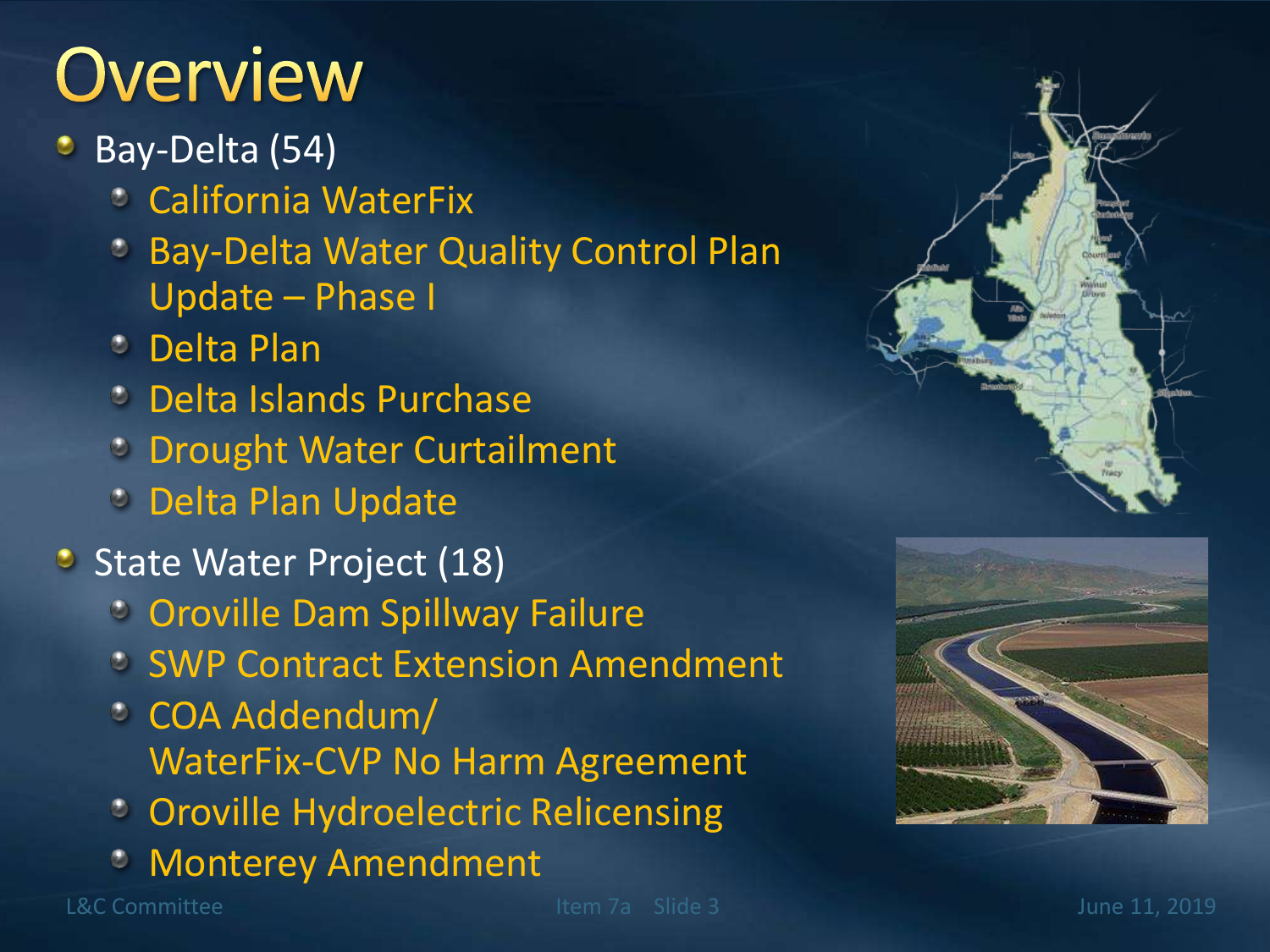# Overview

- Bay-Delta (54)
  - California WaterFix
  - Bay-Delta Water Quality Control Plan Update – Phase I
  - Delta Plan
  - Delta Islands Purchase
  - Drought Water Curtailment
  - Delta Plan Update
- State Water Project (18)
  - Oroville Dam Spillway Failure
  - SWP Contract Extension Amendment
  - COA Addendum/ WaterFix-CVP No Harm Agreement
  - Oroville Hydroelectric Relicensing
  - Monterey Amendment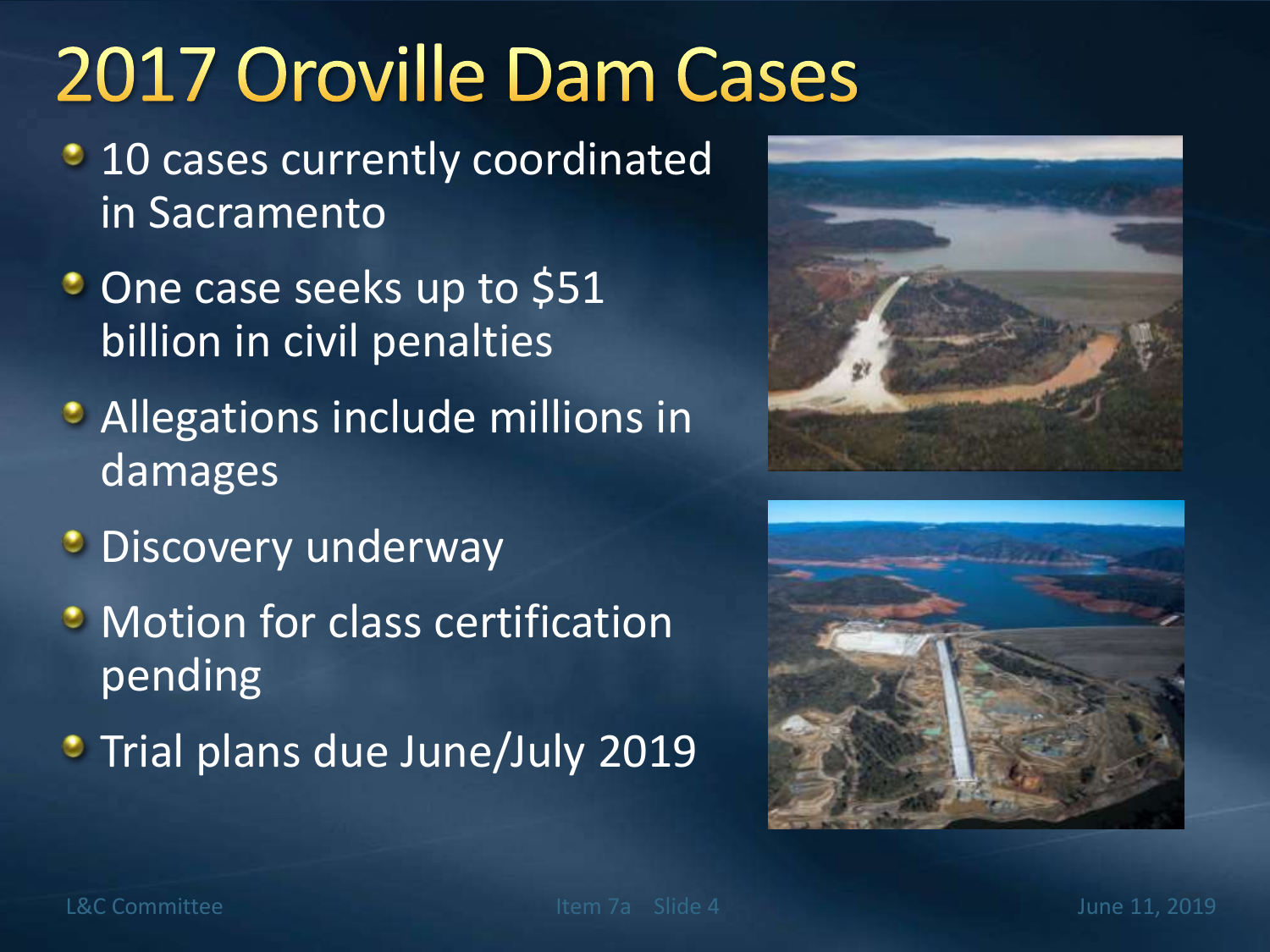# 2017 Oroville Dam Cases

- 10 cases currently coordinated in Sacramento
- One case seeks up to $51 billion in civil penalties
- Allegations include millions in damages
- Discovery underway
- Motion for class certification pending
- Trial plans due June/July 2019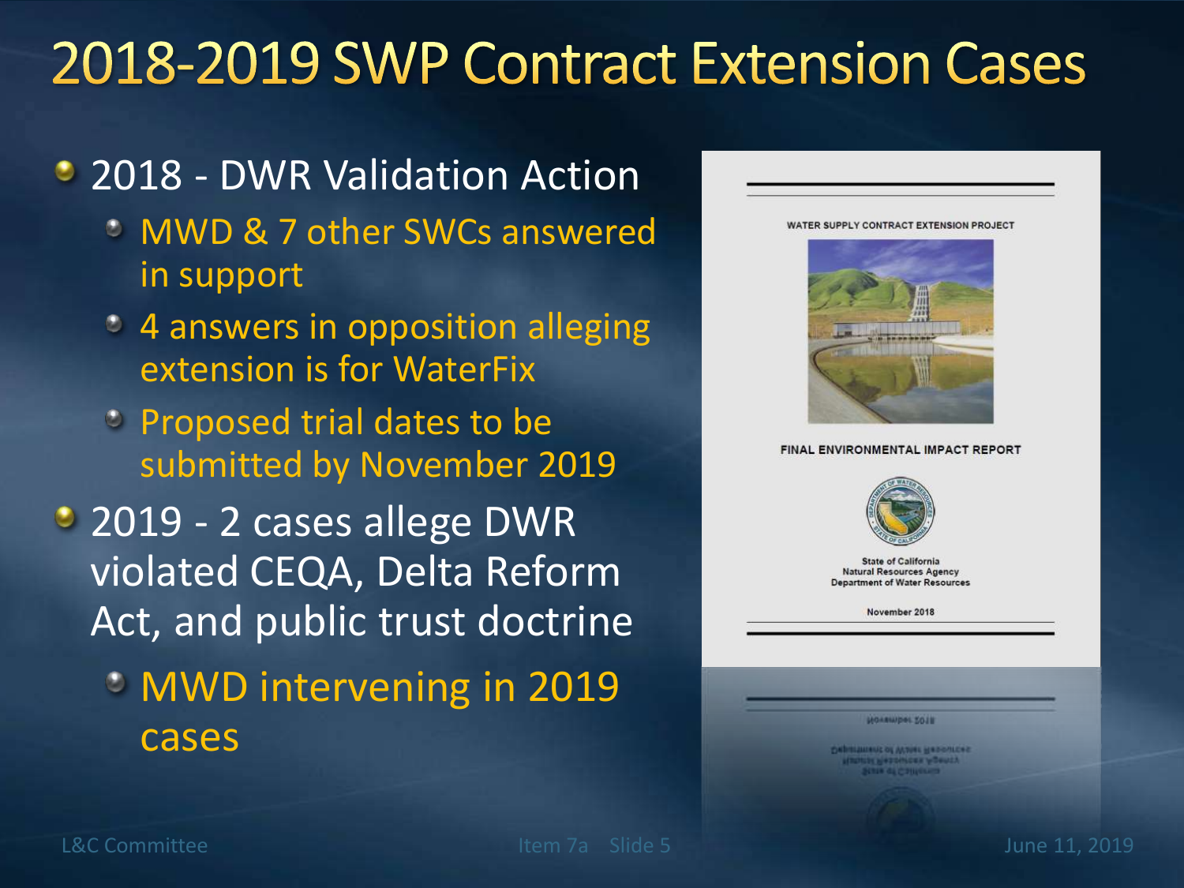# 2018-2019 SWP Contract Extension Cases

- 2018 - DWR Validation Action
  - MWD & 7 other SWCs answered in support
  - 4 answers in opposition alleging extension is for WaterFix
  - Proposed trial dates to be submitted by November 2019
- 2019 - 2 cases allege DWR violated CEQA, Delta Reform Act, and public trust doctrine
  - MWD intervening in 2019 cases

WATER SUPPLY CONTRACT EXTENSION PROJECT

FINAL ENVIRONMENTAL IMPACT REPORT

State of California
Natural Resources Agency
Department of Water Resources

November 2018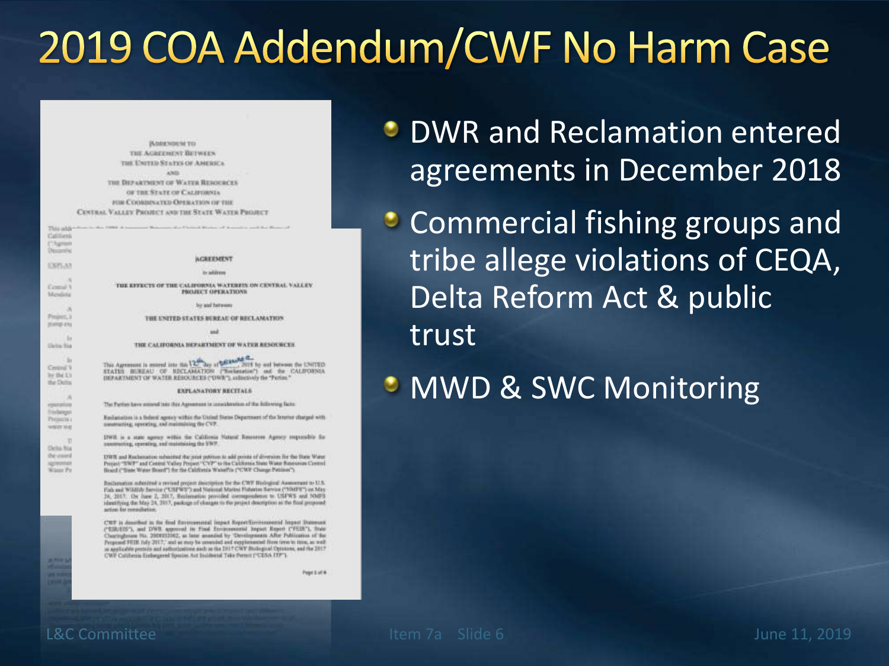# 2019 COA Addendum/CWF No Harm Case

- DWR and Reclamation entered agreements in December 2018
- Commercial fishing groups and tribe allege violations of CEQA, Delta Reform Act & public trust
- MWD & SWC Monitoring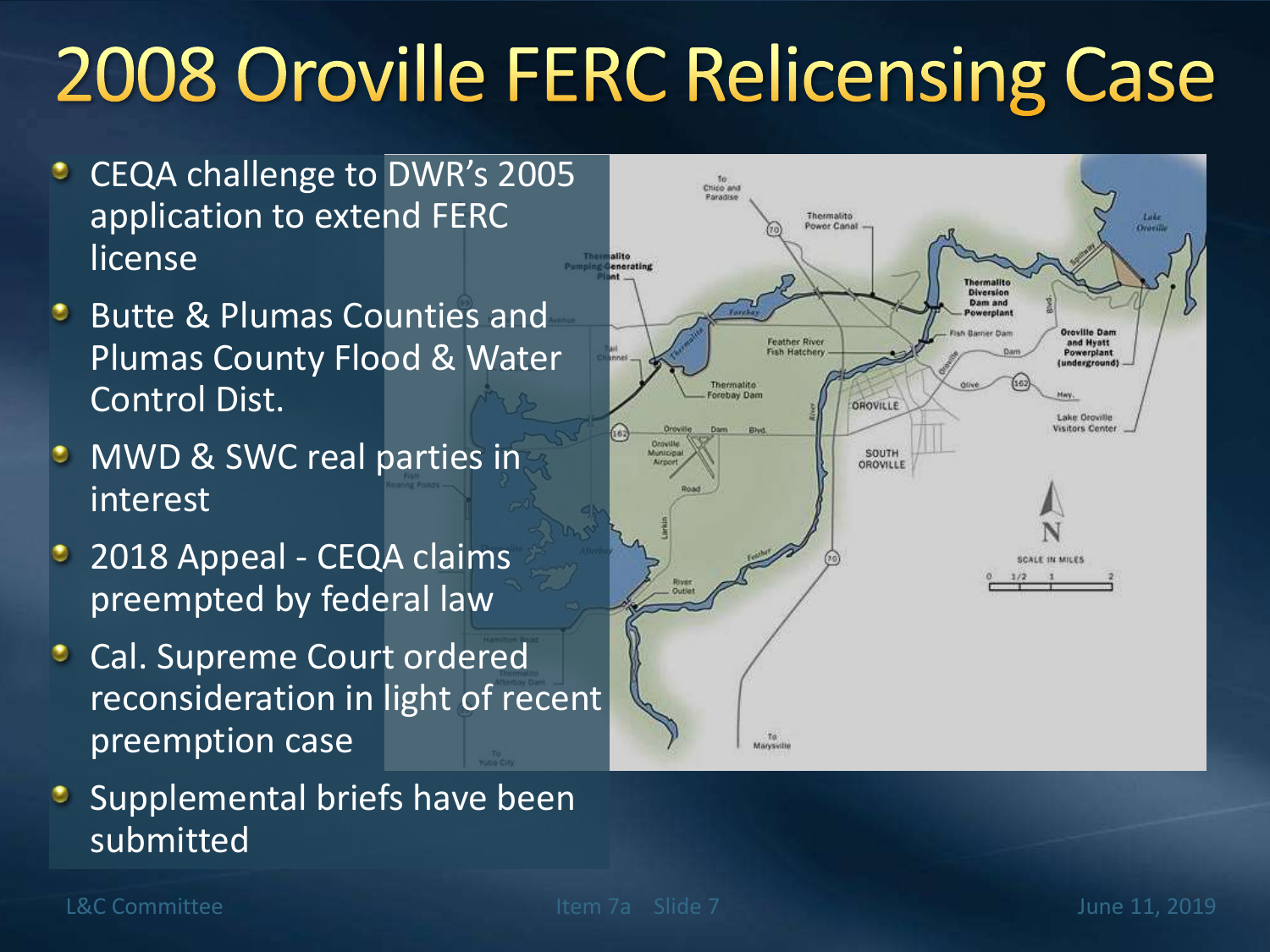# 2008 Oroville FERC Relicensing Case

- CEQA challenge to DWR's 2005 application to extend FERC license
- Butte & Plumas Counties and Plumas County Flood & Water Control Dist.
- MWD & SWC real parties in interest
- 2018 Appeal - CEQA claims preempted by federal law
- Cal. Supreme Court ordered reconsideration in light of recent preemption case
- Supplemental briefs have been submitted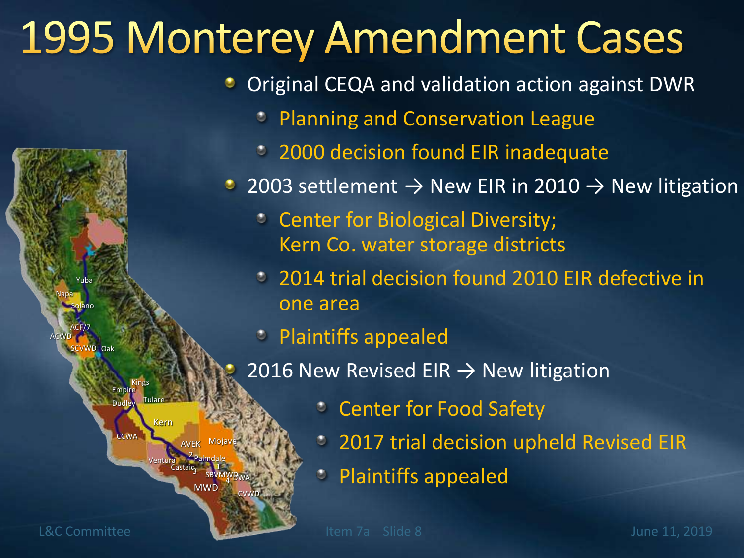# 1995 Monterey Amendment Cases

- Original CEQA and validation action against DWR
  - Planning and Conservation League
  - 2000 decision found EIR inadequate
- 2003 settlement → New EIR in 2010 → New litigation
  - Center for Biological Diversity; Kern Co. water storage districts
  - 2014 trial decision found 2010 EIR defective in one area
  - Plaintiffs appealed
- 2016 New Revised EIR → New litigation
  - Center for Food Safety
  - 2017 trial decision upheld Revised EIR
  - Plaintiffs appealed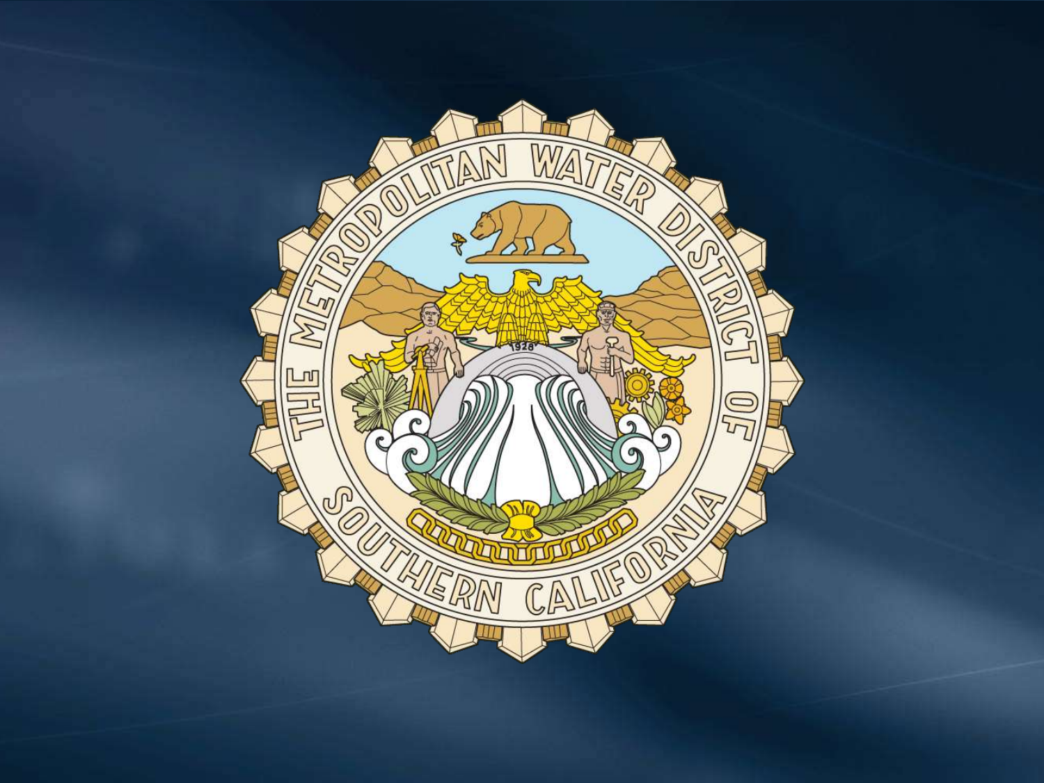THE METROPOLITAN WATER DISTRICT OF SOUTHERN CALIFORNIA

1928